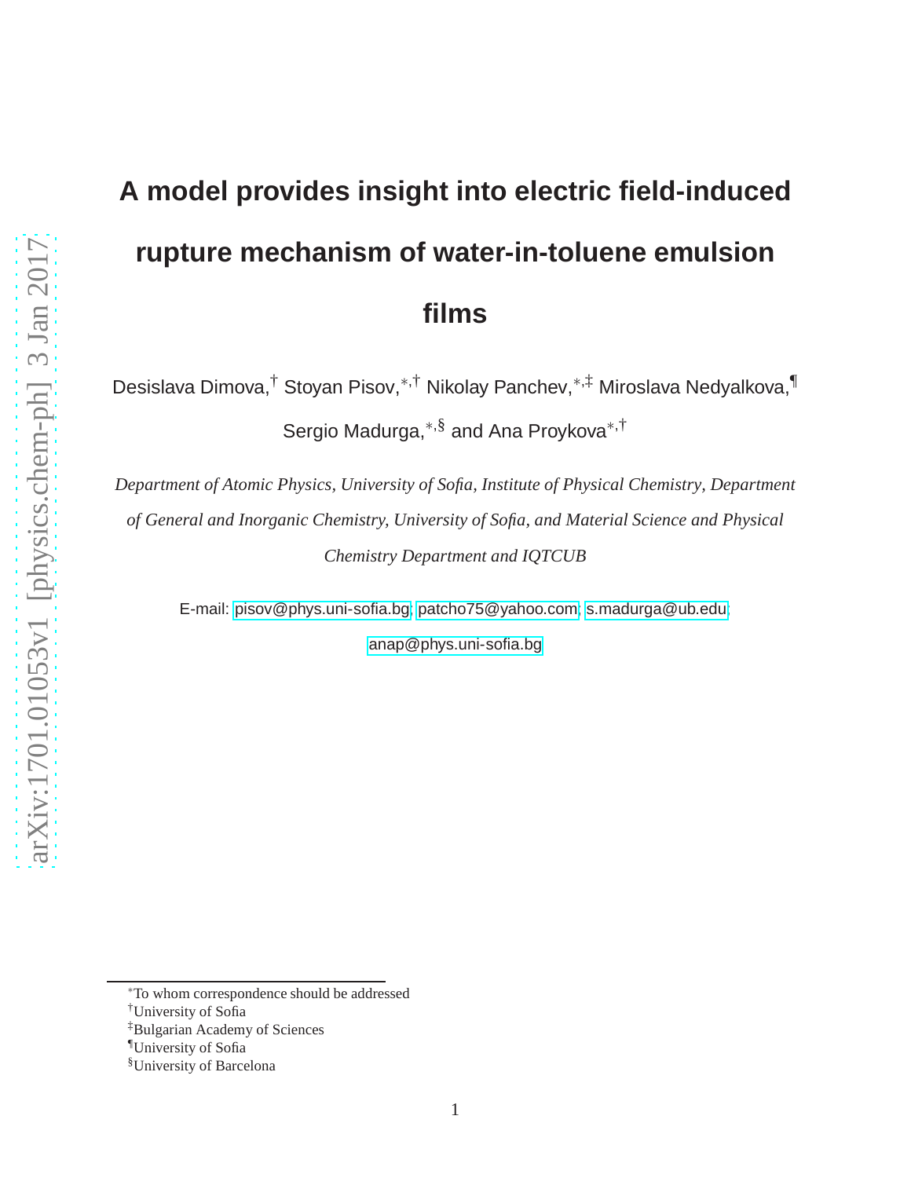# A model provides insight into electric field-induced rupture mechanism of water-in-toluene emulsion films

Desislava Dimova,[†] Stoyan Pisov,[*,†] Nikolay Panchev,[*,‡] Miroslava Nedyalkova,[¶] Sergio Madurga,[*,§] and Ana Proykova[*,†]

*Department of Atomic Physics, University of Sofia, Institute of Physical Chemistry, Department of General and Inorganic Chemistry, University of Sofia, and Material Science and Physical Chemistry Department and IQTCUB*

E-mail: pisov@phys.uni-sofia.bg; patcho75@yahoo.com; s.madurga@ub.edu; anap@phys.uni-sofia.bg

[*]To whom correspondence should be addressed
[†]University of Sofia
[‡]Bulgarian Academy of Sciences
[¶]University of Sofia
[§]University of Barcelona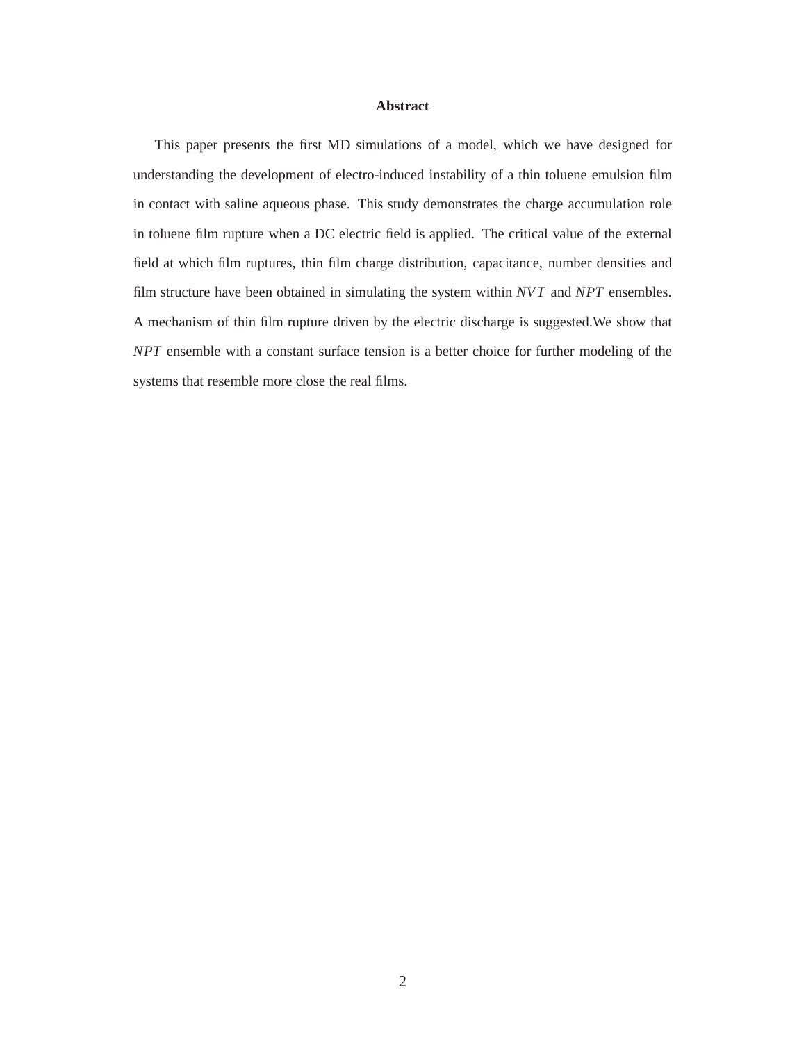**Abstract**

This paper presents the first MD simulations of a model, which we have designed for understanding the development of electro-induced instability of a thin toluene emulsion film in contact with saline aqueous phase. This study demonstrates the charge accumulation role in toluene film rupture when a DC electric field is applied. The critical value of the external field at which film ruptures, thin film charge distribution, capacitance, number densities and film structure have been obtained in simulating the system within $NVT$ and $NPT$ ensembles. A mechanism of thin film rupture driven by the electric discharge is suggested.We show that $NPT$ ensemble with a constant surface tension is a better choice for further modeling of the systems that resemble more close the real films.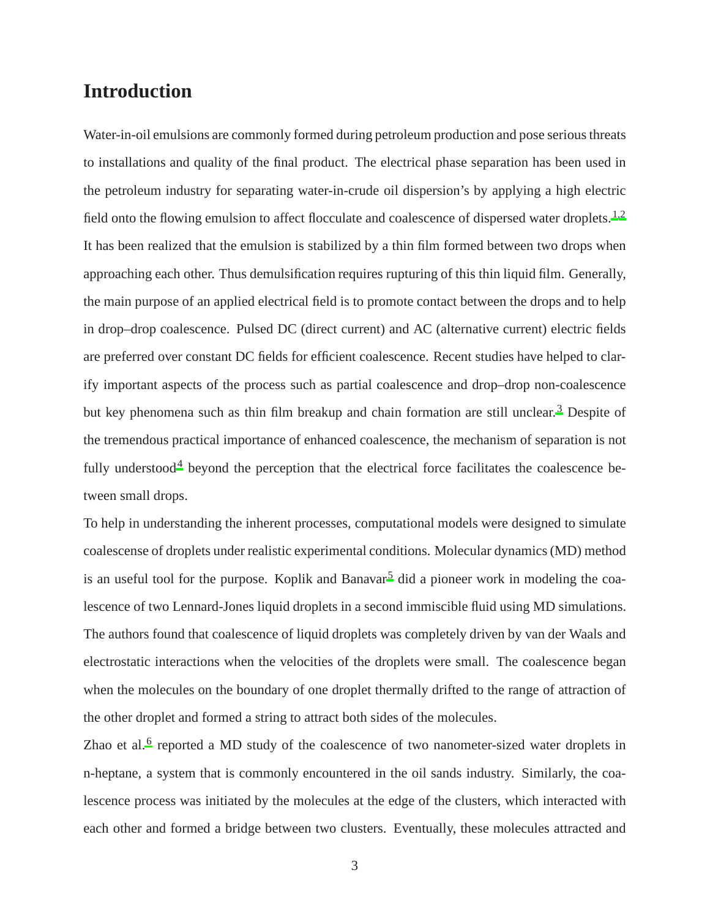## Introduction

Water-in-oil emulsions are commonly formed during petroleum production and pose serious threats to installations and quality of the final product. The electrical phase separation has been used in the petroleum industry for separating water-in-crude oil dispersion's by applying a high electric field onto the flowing emulsion to affect flocculate and coalescence of dispersed water droplets.[1,2] It has been realized that the emulsion is stabilized by a thin film formed between two drops when approaching each other. Thus demulsification requires rupturing of this thin liquid film. Generally, the main purpose of an applied electrical field is to promote contact between the drops and to help in drop–drop coalescence. Pulsed DC (direct current) and AC (alternative current) electric fields are preferred over constant DC fields for efficient coalescence. Recent studies have helped to clarify important aspects of the process such as partial coalescence and drop–drop non-coalescence but key phenomena such as thin film breakup and chain formation are still unclear.[3] Despite of the tremendous practical importance of enhanced coalescence, the mechanism of separation is not fully understood[4] beyond the perception that the electrical force facilitates the coalescence between small drops.

To help in understanding the inherent processes, computational models were designed to simulate coalescense of droplets under realistic experimental conditions. Molecular dynamics (MD) method is an useful tool for the purpose. Koplik and Banavar[5] did a pioneer work in modeling the coalescence of two Lennard-Jones liquid droplets in a second immiscible fluid using MD simulations. The authors found that coalescence of liquid droplets was completely driven by van der Waals and electrostatic interactions when the velocities of the droplets were small. The coalescence began when the molecules on the boundary of one droplet thermally drifted to the range of attraction of the other droplet and formed a string to attract both sides of the molecules.

Zhao et al.[6] reported a MD study of the coalescence of two nanometer-sized water droplets in n-heptane, a system that is commonly encountered in the oil sands industry. Similarly, the coalescence process was initiated by the molecules at the edge of the clusters, which interacted with each other and formed a bridge between two clusters. Eventually, these molecules attracted and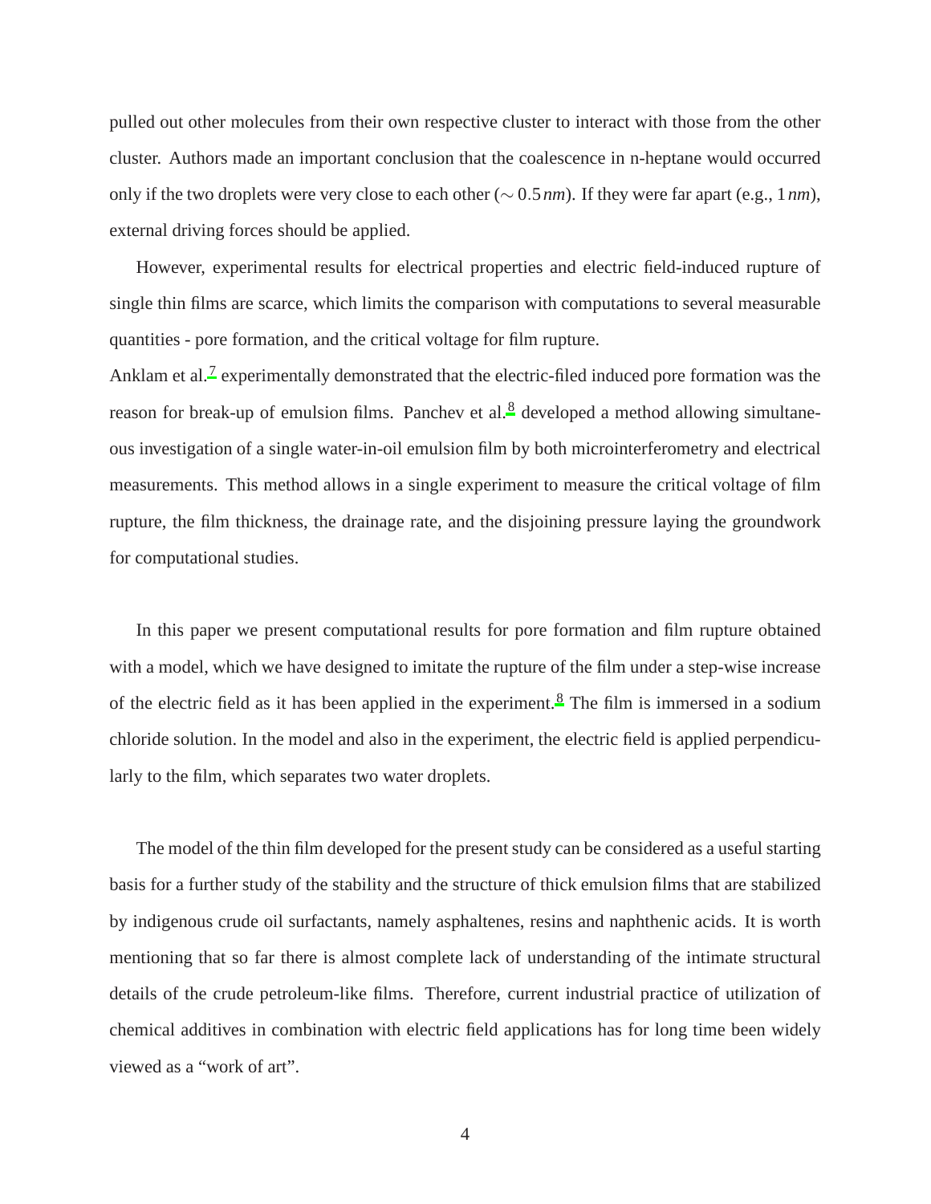pulled out other molecules from their own respective cluster to interact with those from the other cluster. Authors made an important conclusion that the coalescence in n-heptane would occurred only if the two droplets were very close to each other ($\sim 0.5\,nm$). If they were far apart (e.g., $1\,nm$), external driving forces should be applied.

However, experimental results for electrical properties and electric field-induced rupture of single thin films are scarce, which limits the comparison with computations to several measurable quantities - pore formation, and the critical voltage for film rupture.

Anklam et al.[7] experimentally demonstrated that the electric-filed induced pore formation was the reason for break-up of emulsion films. Panchev et al.[8] developed a method allowing simultaneous investigation of a single water-in-oil emulsion film by both microinterferometry and electrical measurements. This method allows in a single experiment to measure the critical voltage of film rupture, the film thickness, the drainage rate, and the disjoining pressure laying the groundwork for computational studies.

In this paper we present computational results for pore formation and film rupture obtained with a model, which we have designed to imitate the rupture of the film under a step-wise increase of the electric field as it has been applied in the experiment.[8] The film is immersed in a sodium chloride solution. In the model and also in the experiment, the electric field is applied perpendicularly to the film, which separates two water droplets.

The model of the thin film developed for the present study can be considered as a useful starting basis for a further study of the stability and the structure of thick emulsion films that are stabilized by indigenous crude oil surfactants, namely asphaltenes, resins and naphthenic acids. It is worth mentioning that so far there is almost complete lack of understanding of the intimate structural details of the crude petroleum-like films. Therefore, current industrial practice of utilization of chemical additives in combination with electric field applications has for long time been widely viewed as a "work of art".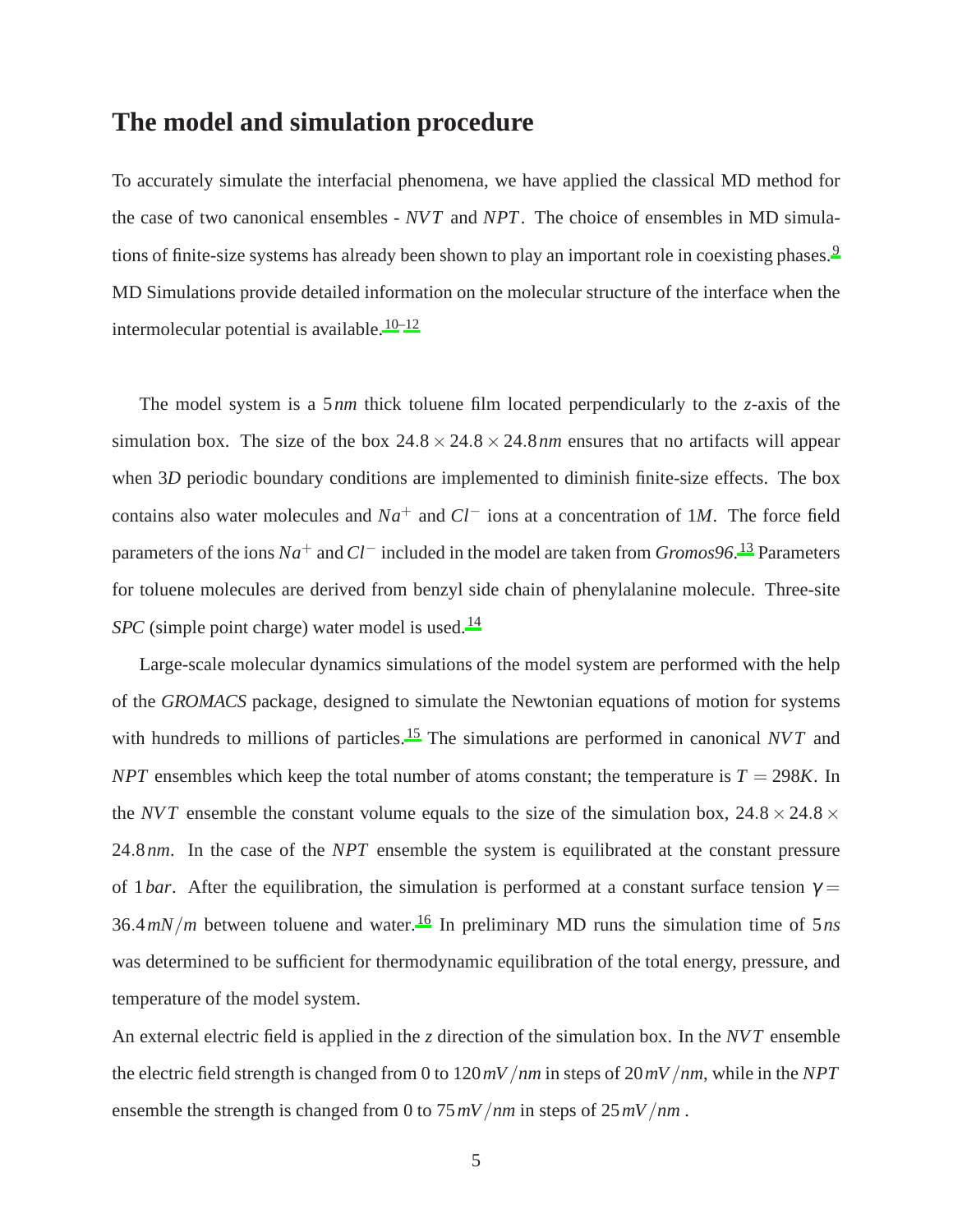## The model and simulation procedure

To accurately simulate the interfacial phenomena, we have applied the classical MD method for the case of two canonical ensembles - $NVT$ and $NPT$. The choice of ensembles in MD simulations of finite-size systems has already been shown to play an important role in coexisting phases.[9] MD Simulations provide detailed information on the molecular structure of the interface when the intermolecular potential is available.[10–12]

The model system is a $5\,nm$ thick toluene film located perpendicularly to the $z$-axis of the simulation box. The size of the box $24.8 \times 24.8 \times 24.8\,nm$ ensures that no artifacts will appear when $3D$ periodic boundary conditions are implemented to diminish finite-size effects. The box contains also water molecules and $Na^+$ and $Cl^-$ ions at a concentration of $1M$. The force field parameters of the ions $Na^+$ and $Cl^-$ included in the model are taken from *Gromos96*.[13] Parameters for toluene molecules are derived from benzyl side chain of phenylalanine molecule. Three-site *SPC* (simple point charge) water model is used.[14]

Large-scale molecular dynamics simulations of the model system are performed with the help of the *GROMACS* package, designed to simulate the Newtonian equations of motion for systems with hundreds to millions of particles.[15] The simulations are performed in canonical $NVT$ and $NPT$ ensembles which keep the total number of atoms constant; the temperature is $T = 298K$. In the $NVT$ ensemble the constant volume equals to the size of the simulation box, $24.8 \times 24.8 \times 24.8\,nm$. In the case of the $NPT$ ensemble the system is equilibrated at the constant pressure of $1\,bar$. After the equilibration, the simulation is performed at a constant surface tension $\gamma = 36.4\,mN/m$ between toluene and water.[16] In preliminary MD runs the simulation time of $5\,ns$ was determined to be sufficient for thermodynamic equilibration of the total energy, pressure, and temperature of the model system.

An external electric field is applied in the $z$ direction of the simulation box. In the $NVT$ ensemble the electric field strength is changed from 0 to $120\,mV/nm$ in steps of $20\,mV/nm$, while in the $NPT$ ensemble the strength is changed from 0 to $75\,mV/nm$ in steps of $25\,mV/nm$ .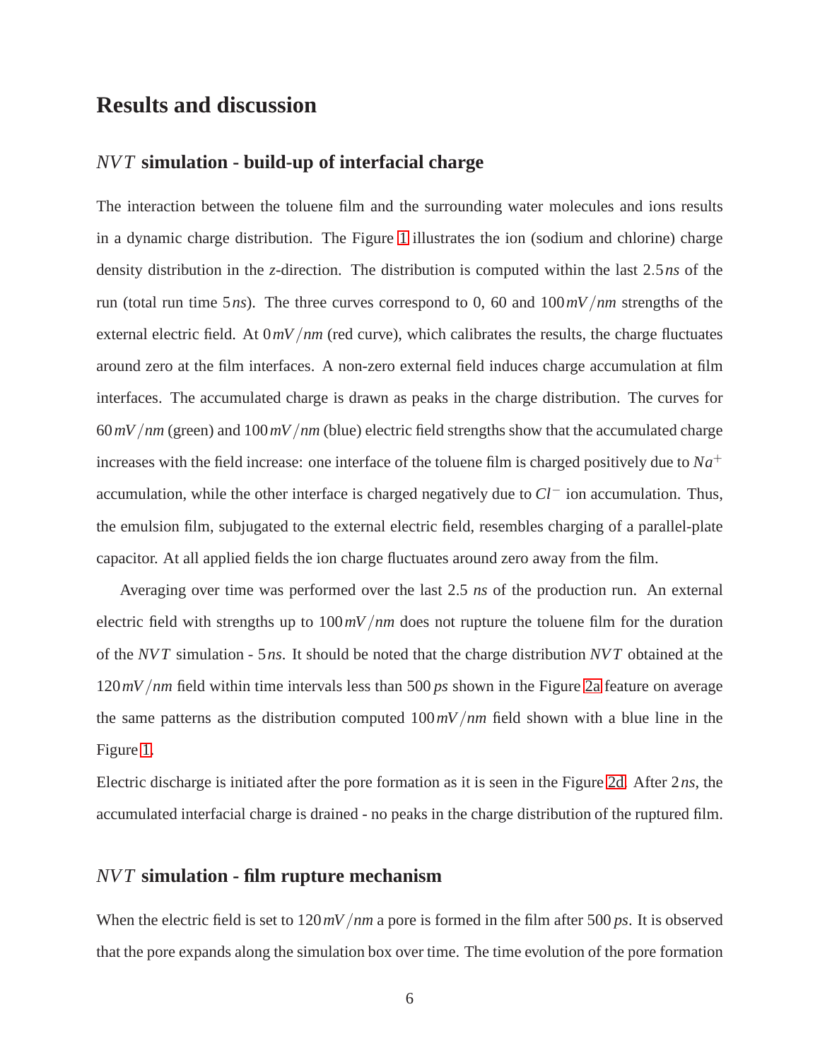# Results and discussion

## $NVT$ simulation - build-up of interfacial charge

The interaction between the toluene film and the surrounding water molecules and ions results in a dynamic charge distribution. The Figure 1 illustrates the ion (sodium and chlorine) charge density distribution in the $z$-direction. The distribution is computed within the last $2.5\,ns$ of the run (total run time $5\,ns$). The three curves correspond to 0, 60 and $100\,mV/nm$ strengths of the external electric field. At $0\,mV/nm$ (red curve), which calibrates the results, the charge fluctuates around zero at the film interfaces. A non-zero external field induces charge accumulation at film interfaces. The accumulated charge is drawn as peaks in the charge distribution. The curves for $60\,mV/nm$ (green) and $100\,mV/nm$ (blue) electric field strengths show that the accumulated charge increases with the field increase: one interface of the toluene film is charged positively due to $Na^+$ accumulation, while the other interface is charged negatively due to $Cl^-$ ion accumulation. Thus, the emulsion film, subjugated to the external electric field, resembles charging of a parallel-plate capacitor. At all applied fields the ion charge fluctuates around zero away from the film.

Averaging over time was performed over the last 2.5 $ns$ of the production run. An external electric field with strengths up to $100\,mV/nm$ does not rupture the toluene film for the duration of the $NVT$ simulation - $5\,ns$. It should be noted that the charge distribution $NVT$ obtained at the $120\,mV/nm$ field within time intervals less than 500 $ps$ shown in the Figure 2a feature on average the same patterns as the distribution computed $100\,mV/nm$ field shown with a blue line in the Figure 1.

Electric discharge is initiated after the pore formation as it is seen in the Figure 2d. After $2\,ns$, the accumulated interfacial charge is drained - no peaks in the charge distribution of the ruptured film.

## $NVT$ simulation - film rupture mechanism

When the electric field is set to $120\,mV/nm$ a pore is formed in the film after $500\,ps$. It is observed that the pore expands along the simulation box over time. The time evolution of the pore formation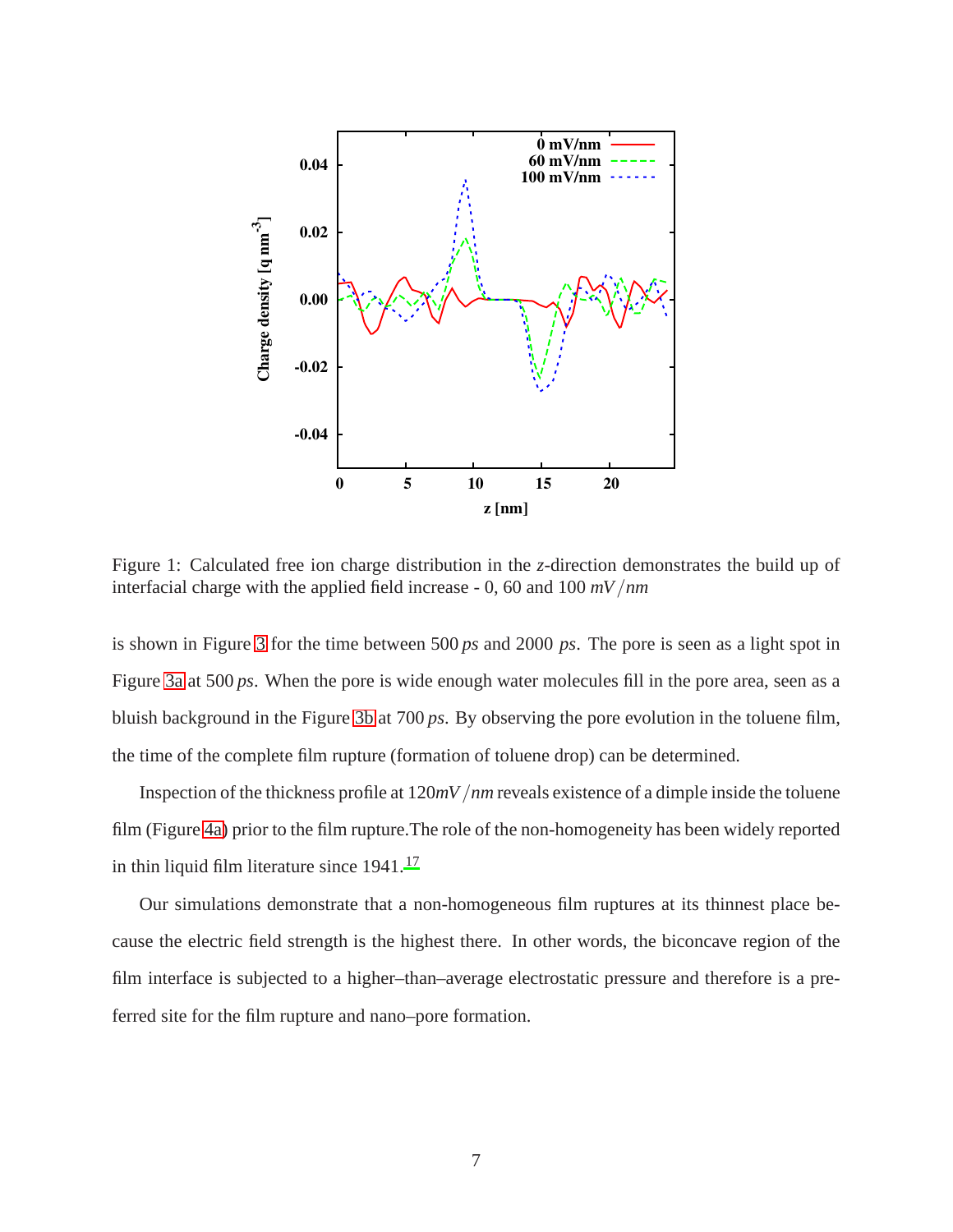Figure 1: Calculated free ion charge distribution in the $z$-direction demonstrates the build up of interfacial charge with the applied field increase - 0, 60 and 100 $mV/nm$

is shown in Figure 3 for the time between 500 $ps$ and 2000 $ps$. The pore is seen as a light spot in Figure 3a at 500 $ps$. When the pore is wide enough water molecules fill in the pore area, seen as a bluish background in the Figure 3b at 700 $ps$. By observing the pore evolution in the toluene film, the time of the complete film rupture (formation of toluene drop) can be determined.

Inspection of the thickness profile at 120$mV/nm$ reveals existence of a dimple inside the toluene film (Figure 4a) prior to the film rupture.The role of the non-homogeneity has been widely reported in thin liquid film literature since 1941.[17]

Our simulations demonstrate that a non-homogeneous film ruptures at its thinnest place because the electric field strength is the highest there. In other words, the biconcave region of the film interface is subjected to a higher–than–average electrostatic pressure and therefore is a preferred site for the film rupture and nano–pore formation.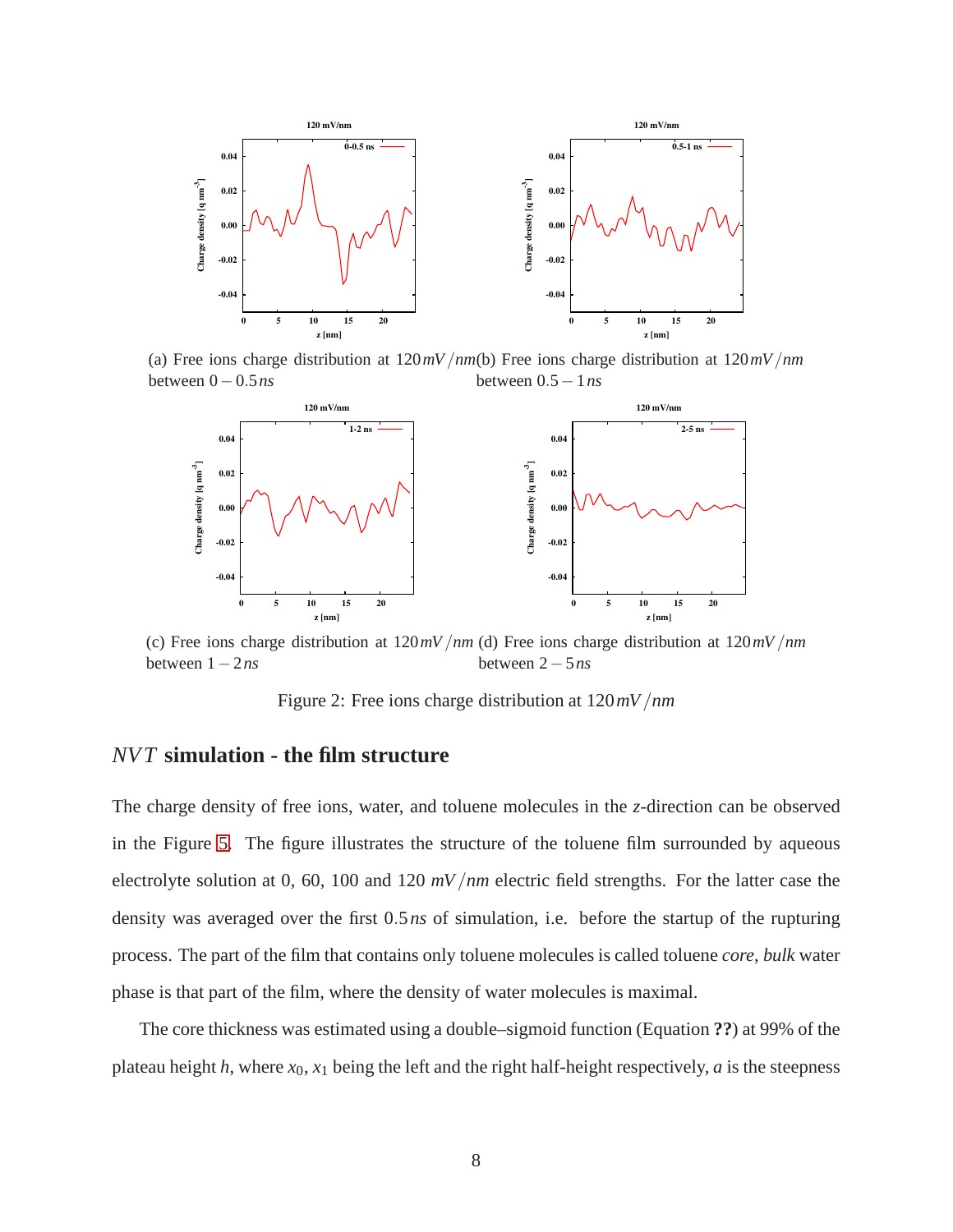(a) Free ions charge distribution at $120\,mV/nm$ between $0-0.5\,ns$

(b) Free ions charge distribution at $120\,mV/nm$ between $0.5-1\,ns$

(c) Free ions charge distribution at $120\,mV/nm$ between $1-2\,ns$

(d) Free ions charge distribution at $120\,mV/nm$ between $2-5\,ns$

Figure 2: Free ions charge distribution at $120\,mV/nm$

## $NVT$ simulation - the film structure

The charge density of free ions, water, and toluene molecules in the $z$-direction can be observed in the Figure 5. The figure illustrates the structure of the toluene film surrounded by aqueous electrolyte solution at 0, 60, 100 and 120 $mV/nm$ electric field strengths. For the latter case the density was averaged over the first $0.5\,ns$ of simulation, i.e. before the startup of the rupturing process. The part of the film that contains only toluene molecules is called toluene *core*, *bulk* water phase is that part of the film, where the density of water molecules is maximal.

The core thickness was estimated using a double–sigmoid function (Equation **??**) at 99% of the plateau height $h$, where $x_0$, $x_1$ being the left and the right half-height respectively, $a$ is the steepness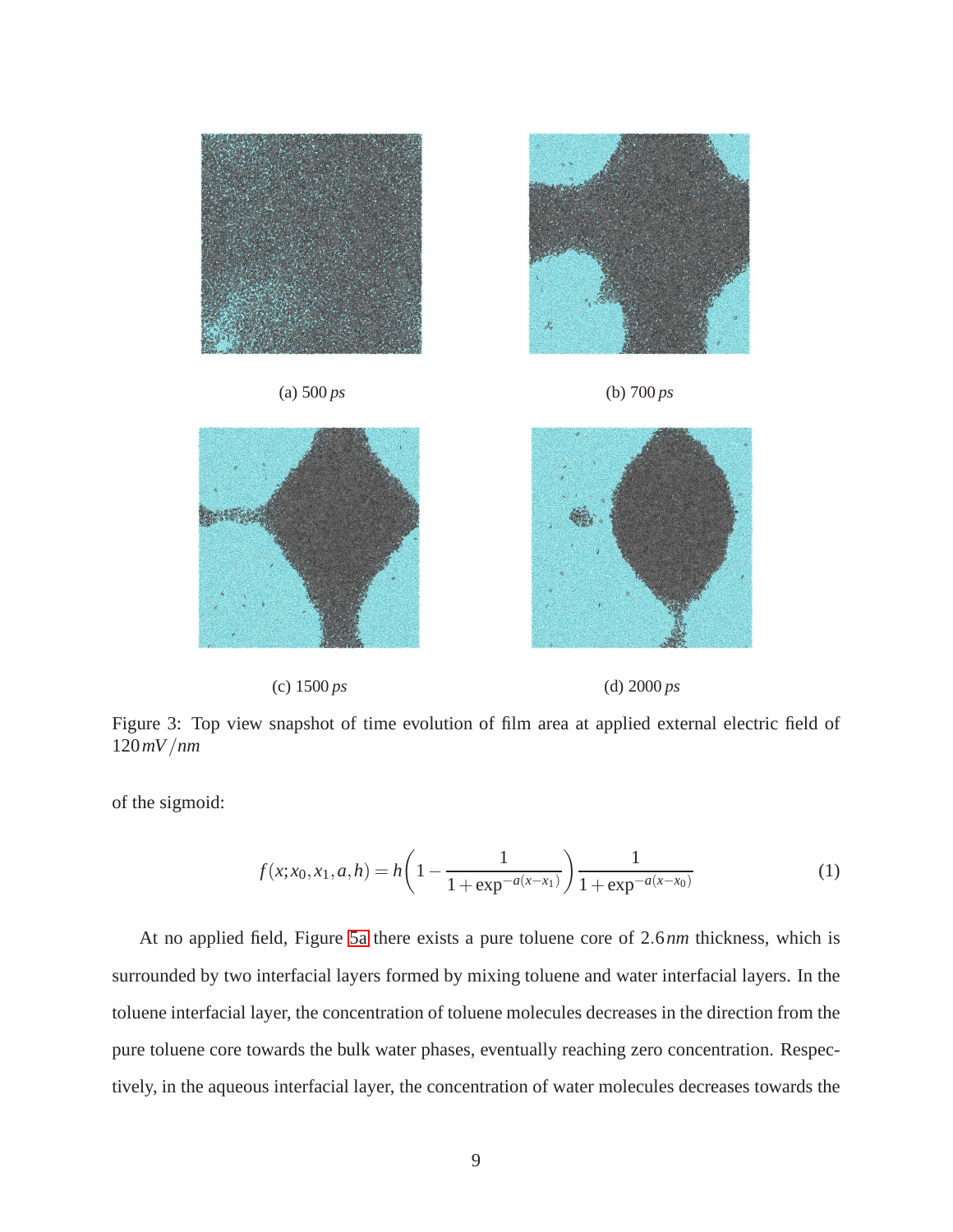(a) 500 *ps*

(b) 700 *ps*

(c) 1500 *ps*

(d) 2000 *ps*

Figure 3: Top view snapshot of time evolution of film area at applied external electric field of $120\,mV/nm$

of the sigmoid:

$$f(x;x_0,x_1,a,h) = h\left(1 - \frac{1}{1+\exp^{-a(x-x_1)}}\right)\frac{1}{1+\exp^{-a(x-x_0)}} \tag{1}$$

At no applied field, Figure 5a there exists a pure toluene core of $2.6\,nm$ thickness, which is surrounded by two interfacial layers formed by mixing toluene and water interfacial layers. In the toluene interfacial layer, the concentration of toluene molecules decreases in the direction from the pure toluene core towards the bulk water phases, eventually reaching zero concentration. Respectively, in the aqueous interfacial layer, the concentration of water molecules decreases towards the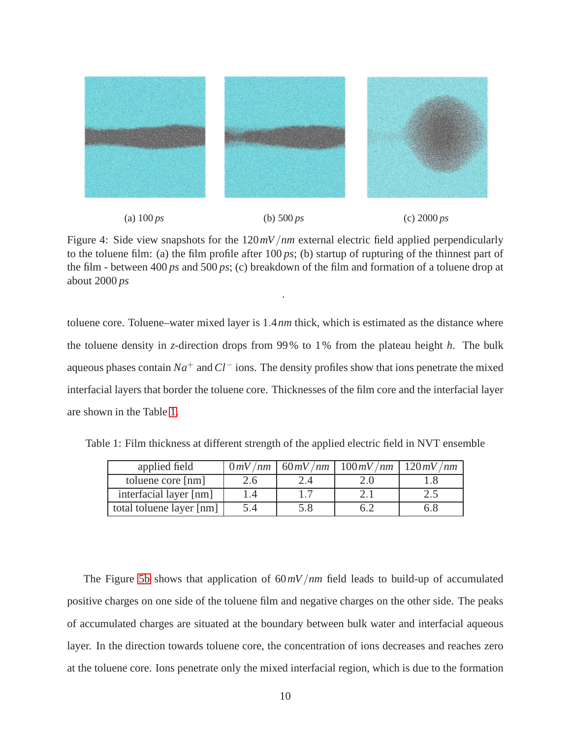(a) 100 $ps$  (b) 500 $ps$  (c) 2000 $ps$

Figure 4: Side view snapshots for the 120 $mV/nm$ external electric field applied perpendicularly to the toluene film: (a) the film profile after 100 $ps$; (b) startup of rupturing of the thinnest part of the film - between 400 $ps$ and 500 $ps$; (c) breakdown of the film and formation of a toluene drop at about 2000 $ps$

.

toluene core. Toluene–water mixed layer is 1.4 $nm$ thick, which is estimated as the distance where the toluene density in $z$-direction drops from 99% to 1% from the plateau height $h$. The bulk aqueous phases contain $Na^+$ and $Cl^-$ ions. The density profiles show that ions penetrate the mixed interfacial layers that border the toluene core. Thicknesses of the film core and the interfacial layer are shown in the Table 1.

Table 1: Film thickness at different strength of the applied electric field in NVT ensemble

| applied field | $0\,mV/nm$ | $60\,mV/nm$ | $100\,mV/nm$ | $120\,mV/nm$ |
|---|---|---|---|---|
| toluene core [nm] | 2.6 | 2.4 | 2.0 | 1.8 |
| interfacial layer [nm] | 1.4 | 1.7 | 2.1 | 2.5 |
| total toluene layer [nm] | 5.4 | 5.8 | 6.2 | 6.8 |

The Figure 5b shows that application of 60 $mV/nm$ field leads to build-up of accumulated positive charges on one side of the toluene film and negative charges on the other side. The peaks of accumulated charges are situated at the boundary between bulk water and interfacial aqueous layer. In the direction towards toluene core, the concentration of ions decreases and reaches zero at the toluene core. Ions penetrate only the mixed interfacial region, which is due to the formation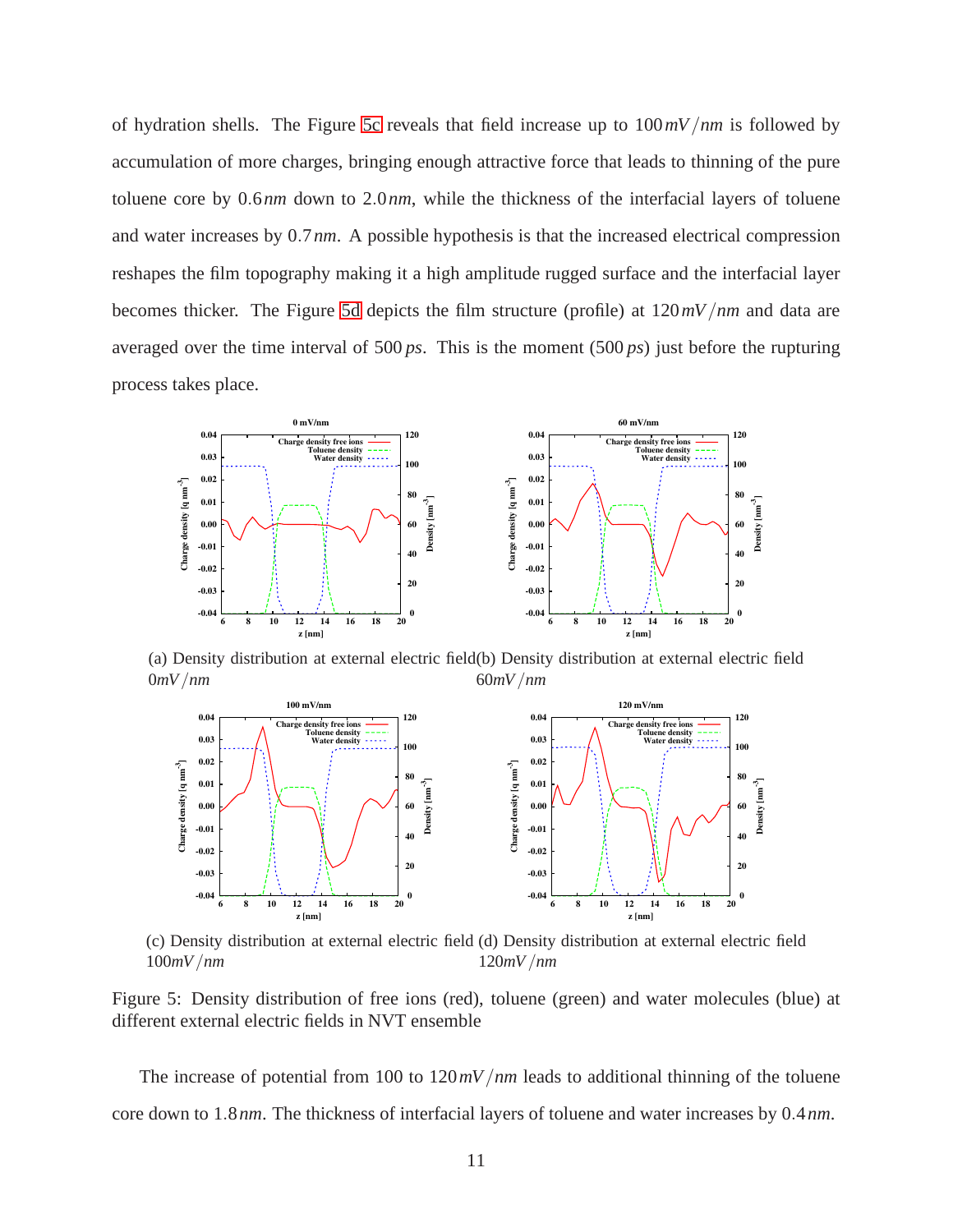of hydration shells. The Figure 5c reveals that field increase up to $100\,mV/nm$ is followed by accumulation of more charges, bringing enough attractive force that leads to thinning of the pure toluene core by $0.6\,nm$ down to $2.0\,nm$, while the thickness of the interfacial layers of toluene and water increases by $0.7\,nm$. A possible hypothesis is that the increased electrical compression reshapes the film topography making it a high amplitude rugged surface and the interfacial layer becomes thicker. The Figure 5d depicts the film structure (profile) at $120\,mV/nm$ and data are averaged over the time interval of $500\,ps$. This is the moment ($500\,ps$) just before the rupturing process takes place.

(a) Density distribution at external electric field $0 mV/nm$

(b) Density distribution at external electric field $60 mV/nm$

(c) Density distribution at external electric field $100 mV/nm$

(d) Density distribution at external electric field $120 mV/nm$

Figure 5: Density distribution of free ions (red), toluene (green) and water molecules (blue) at different external electric fields in NVT ensemble

The increase of potential from 100 to $120\,mV/nm$ leads to additional thinning of the toluene core down to $1.8\,nm$. The thickness of interfacial layers of toluene and water increases by $0.4\,nm$.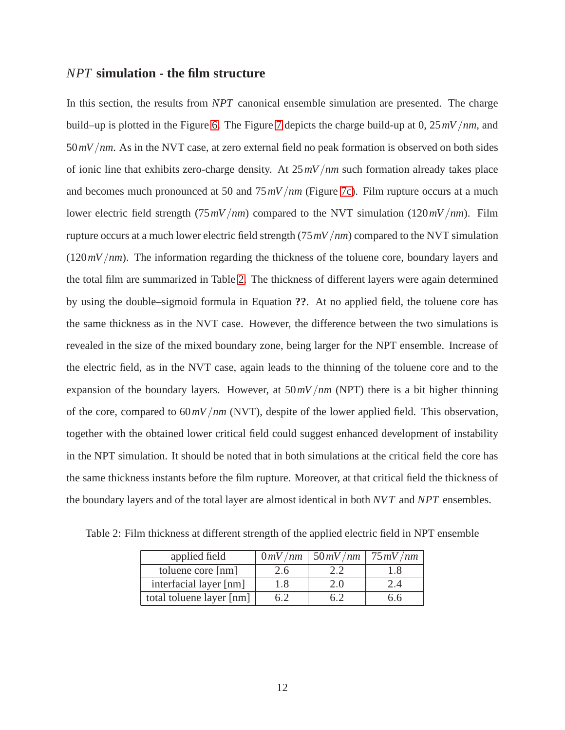## *NPT* simulation - the film structure

In this section, the results from *NPT* canonical ensemble simulation are presented. The charge build–up is plotted in the Figure 6. The Figure 7 depicts the charge build-up at 0, 25 $mV/nm$, and 50 $mV/nm$. As in the NVT case, at zero external field no peak formation is observed on both sides of ionic line that exhibits zero-charge density. At 25 $mV/nm$ such formation already takes place and becomes much pronounced at 50 and 75 $mV/nm$ (Figure 7c). Film rupture occurs at a much lower electric field strength (75 $mV/nm$) compared to the NVT simulation (120 $mV/nm$). Film rupture occurs at a much lower electric field strength (75 $mV/nm$) compared to the NVT simulation (120 $mV/nm$). The information regarding the thickness of the toluene core, boundary layers and the total film are summarized in Table 2. The thickness of different layers were again determined by using the double–sigmoid formula in Equation **??**. At no applied field, the toluene core has the same thickness as in the NVT case. However, the difference between the two simulations is revealed in the size of the mixed boundary zone, being larger for the NPT ensemble. Increase of the electric field, as in the NVT case, again leads to the thinning of the toluene core and to the expansion of the boundary layers. However, at 50 $mV/nm$ (NPT) there is a bit higher thinning of the core, compared to 60 $mV/nm$ (NVT), despite of the lower applied field. This observation, together with the obtained lower critical field could suggest enhanced development of instability in the NPT simulation. It should be noted that in both simulations at the critical field the core has the same thickness instants before the film rupture. Moreover, at that critical field the thickness of the boundary layers and of the total layer are almost identical in both *NVT* and *NPT* ensembles.

Table 2: Film thickness at different strength of the applied electric field in NPT ensemble

| applied field | $0\,mV/nm$ | $50\,mV/nm$ | $75\,mV/nm$ |
|---|---|---|---|
| toluene core [nm] | 2.6 | 2.2 | 1.8 |
| interfacial layer [nm] | 1.8 | 2.0 | 2.4 |
| total toluene layer [nm] | 6.2 | 6.2 | 6.6 |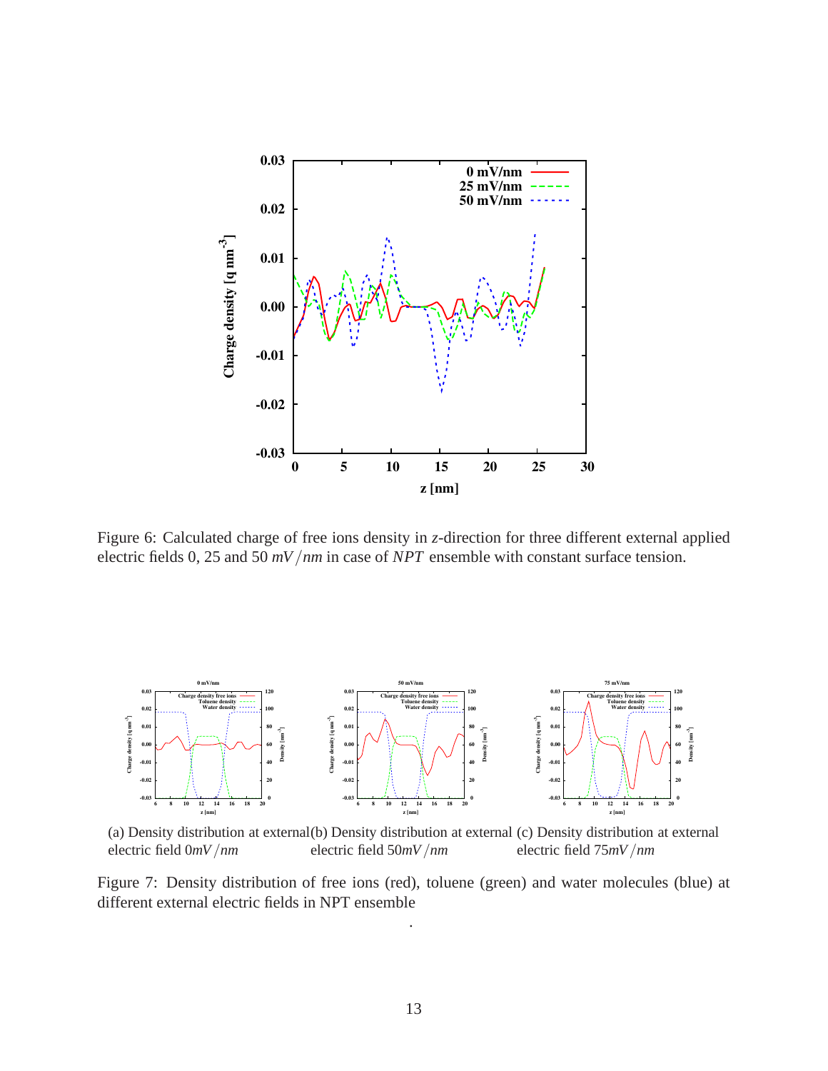Figure 6: Calculated charge of free ions density in $z$-direction for three different external applied electric fields 0, 25 and 50 $mV/nm$ in case of $NPT$ ensemble with constant surface tension.

(a) Density distribution at external electric field $0mV/nm$

(b) Density distribution at external electric field $50mV/nm$

(c) Density distribution at external electric field $75mV/nm$

Figure 7: Density distribution of free ions (red), toluene (green) and water molecules (blue) at different external electric fields in NPT ensemble

.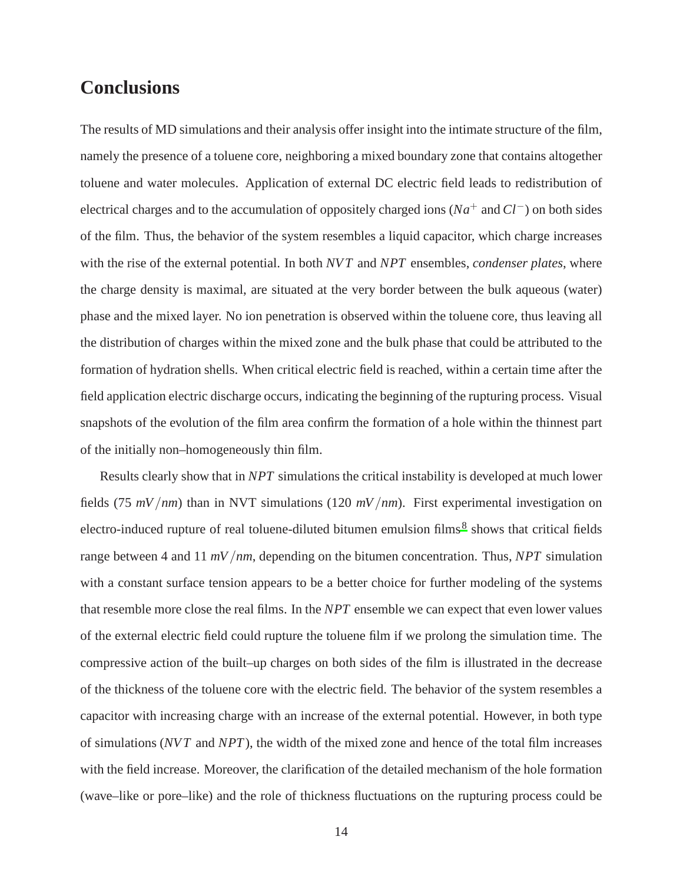## Conclusions

The results of MD simulations and their analysis offer insight into the intimate structure of the film, namely the presence of a toluene core, neighboring a mixed boundary zone that contains altogether toluene and water molecules. Application of external DC electric field leads to redistribution of electrical charges and to the accumulation of oppositely charged ions ($Na^+$ and $Cl^-$) on both sides of the film. Thus, the behavior of the system resembles a liquid capacitor, which charge increases with the rise of the external potential. In both $NVT$ and $NPT$ ensembles, *condenser plates*, where the charge density is maximal, are situated at the very border between the bulk aqueous (water) phase and the mixed layer. No ion penetration is observed within the toluene core, thus leaving all the distribution of charges within the mixed zone and the bulk phase that could be attributed to the formation of hydration shells. When critical electric field is reached, within a certain time after the field application electric discharge occurs, indicating the beginning of the rupturing process. Visual snapshots of the evolution of the film area confirm the formation of a hole within the thinnest part of the initially non–homogeneously thin film.

Results clearly show that in $NPT$ simulations the critical instability is developed at much lower fields (75 $mV/nm$) than in NVT simulations (120 $mV/nm$). First experimental investigation on electro-induced rupture of real toluene-diluted bitumen emulsion films[8] shows that critical fields range between 4 and 11 $mV/nm$, depending on the bitumen concentration. Thus, $NPT$ simulation with a constant surface tension appears to be a better choice for further modeling of the systems that resemble more close the real films. In the $NPT$ ensemble we can expect that even lower values of the external electric field could rupture the toluene film if we prolong the simulation time. The compressive action of the built–up charges on both sides of the film is illustrated in the decrease of the thickness of the toluene core with the electric field. The behavior of the system resembles a capacitor with increasing charge with an increase of the external potential. However, in both type of simulations ($NVT$ and $NPT$), the width of the mixed zone and hence of the total film increases with the field increase. Moreover, the clarification of the detailed mechanism of the hole formation (wave–like or pore–like) and the role of thickness fluctuations on the rupturing process could be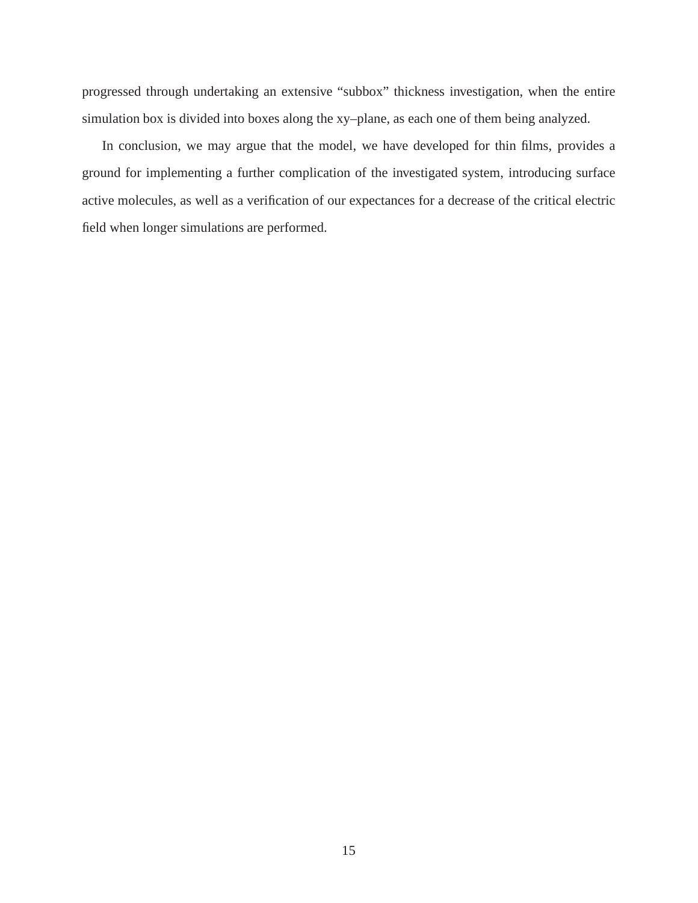progressed through undertaking an extensive "subbox" thickness investigation, when the entire simulation box is divided into boxes along the xy–plane, as each one of them being analyzed.

In conclusion, we may argue that the model, we have developed for thin films, provides a ground for implementing a further complication of the investigated system, introducing surface active molecules, as well as a verification of our expectances for a decrease of the critical electric field when longer simulations are performed.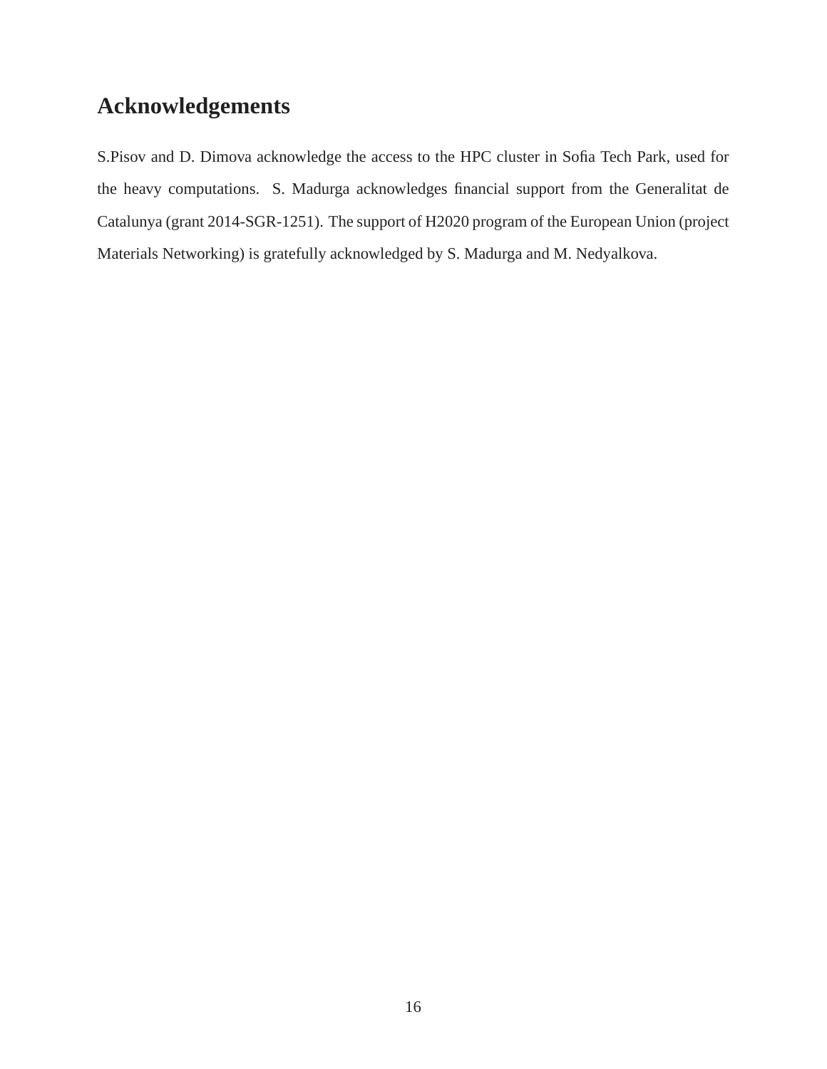# Acknowledgements

S.Pisov and D. Dimova acknowledge the access to the HPC cluster in Sofia Tech Park, used for the heavy computations. S. Madurga acknowledges financial support from the Generalitat de Catalunya (grant 2014-SGR-1251). The support of H2020 program of the European Union (project Materials Networking) is gratefully acknowledged by S. Madurga and M. Nedyalkova.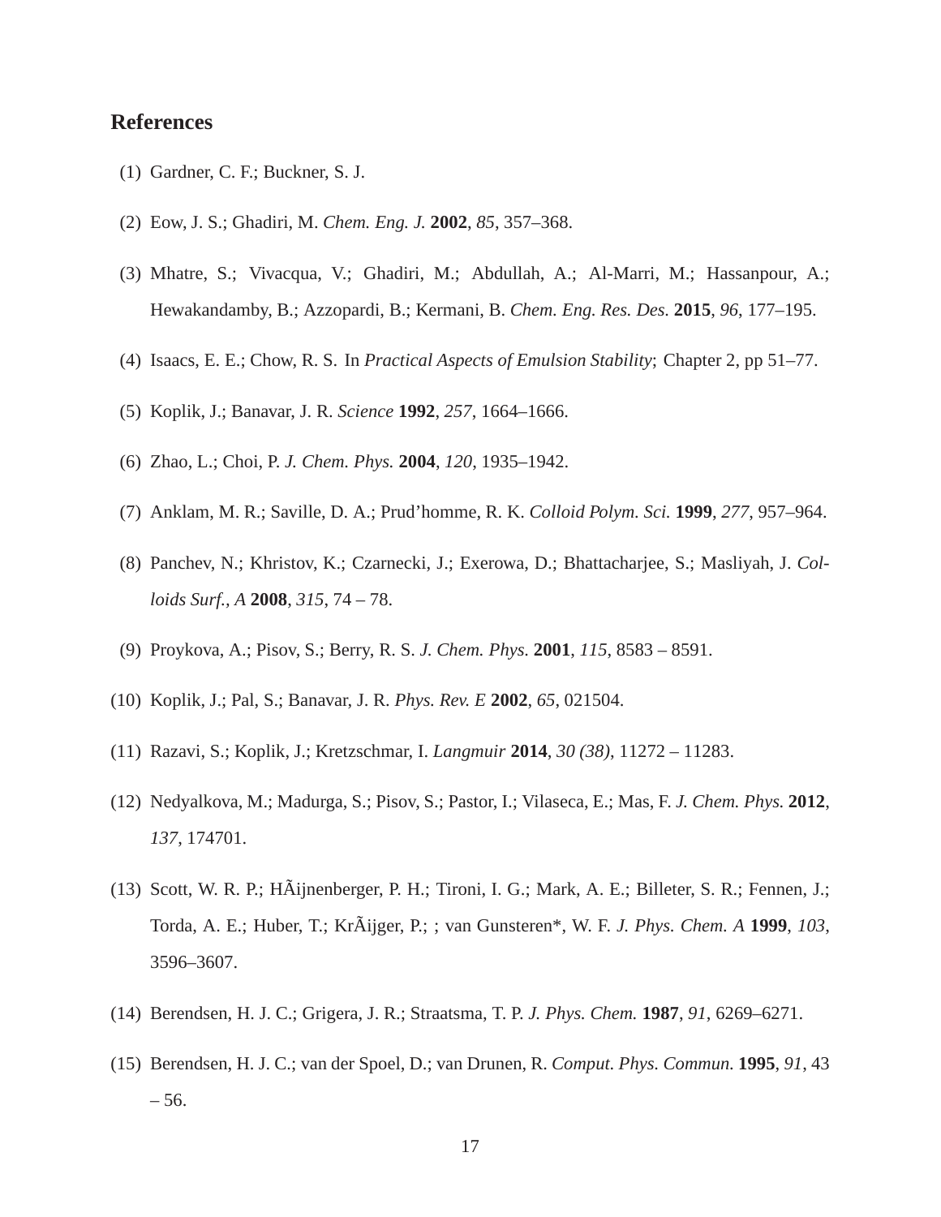## References

(1) Gardner, C. F.; Buckner, S. J.

(2) Eow, J. S.; Ghadiri, M. *Chem. Eng. J.* **2002**, *85*, 357–368.

(3) Mhatre, S.; Vivacqua, V.; Ghadiri, M.; Abdullah, A.; Al-Marri, M.; Hassanpour, A.; Hewakandamby, B.; Azzopardi, B.; Kermani, B. *Chem. Eng. Res. Des.* **2015**, *96*, 177–195.

(4) Isaacs, E. E.; Chow, R. S. In *Practical Aspects of Emulsion Stability*; Chapter 2, pp 51–77.

(5) Koplik, J.; Banavar, J. R. *Science* **1992**, *257*, 1664–1666.

(6) Zhao, L.; Choi, P. *J. Chem. Phys.* **2004**, *120*, 1935–1942.

(7) Anklam, M. R.; Saville, D. A.; Prud'homme, R. K. *Colloid Polym. Sci.* **1999**, *277*, 957–964.

(8) Panchev, N.; Khristov, K.; Czarnecki, J.; Exerowa, D.; Bhattacharjee, S.; Masliyah, J. *Colloids Surf., A* **2008**, *315*, 74 – 78.

(9) Proykova, A.; Pisov, S.; Berry, R. S. *J. Chem. Phys.* **2001**, *115*, 8583 – 8591.

(10) Koplik, J.; Pal, S.; Banavar, J. R. *Phys. Rev. E* **2002**, *65*, 021504.

(11) Razavi, S.; Koplik, J.; Kretzschmar, I. *Langmuir* **2014**, *30 (38)*, 11272 – 11283.

(12) Nedyalkova, M.; Madurga, S.; Pisov, S.; Pastor, I.; Vilaseca, E.; Mas, F. *J. Chem. Phys.* **2012**, *137*, 174701.

(13) Scott, W. R. P.; HÃijnenberger, P. H.; Tironi, I. G.; Mark, A. E.; Billeter, S. R.; Fennen, J.; Torda, A. E.; Huber, T.; KrÃijger, P.; ; van Gunsteren*, W. F. *J. Phys. Chem. A* **1999**, *103*, 3596–3607.

(14) Berendsen, H. J. C.; Grigera, J. R.; Straatsma, T. P. *J. Phys. Chem.* **1987**, *91*, 6269–6271.

(15) Berendsen, H. J. C.; van der Spoel, D.; van Drunen, R. *Comput. Phys. Commun.* **1995**, *91*, 43 – 56.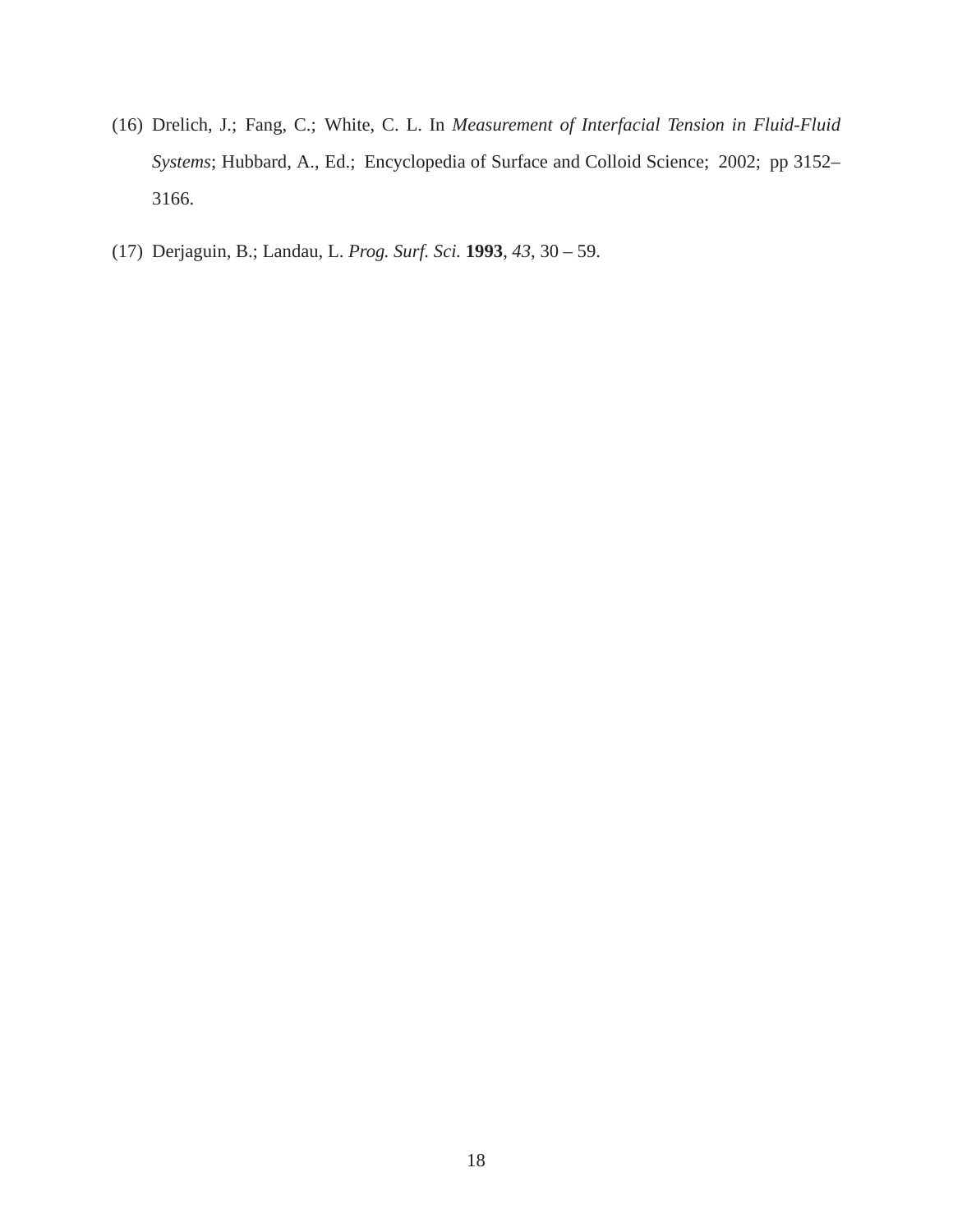(16) Drelich, J.; Fang, C.; White, C. L. In *Measurement of Interfacial Tension in Fluid-Fluid Systems*; Hubbard, A., Ed.; Encyclopedia of Surface and Colloid Science; 2002; pp 3152–3166.

(17) Derjaguin, B.; Landau, L. *Prog. Surf. Sci.* **1993**, *43*, 30 – 59.